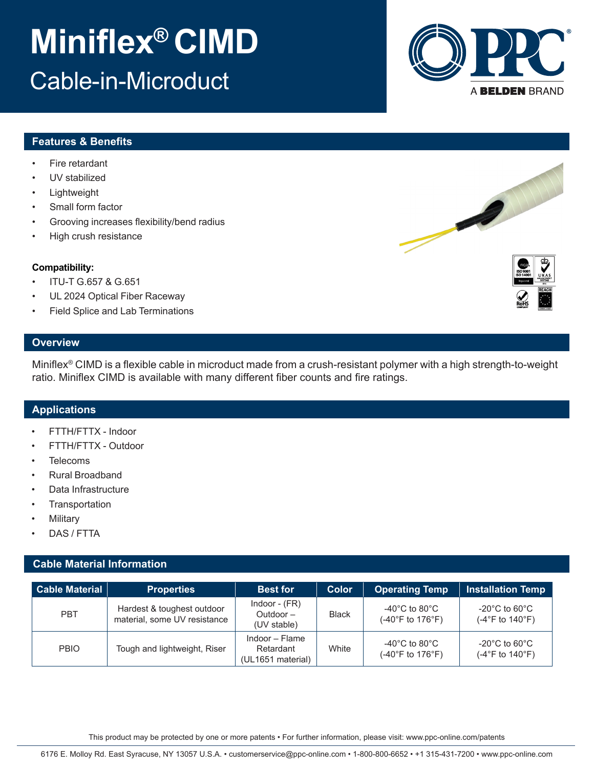# Miniflex® CIMD

## Cable-in-Microduct

### Features & Benefits

- Fire retardant
- UV stabilized
- Lightweight
- Small form factor
- Grooving increases flexibility/bend radius
- High crush resistance

**Compatibility:**

- ITU-T G.657 & G.651
- UL 2024 Optical Fiber Raceway
- Field Splice and Lab Terminations

### Overview

Miniflex® CIMD is a flexible cable in microduct made from a crush-resistant polymer with a high strength-to-weight ratio. Miniflex CIMD is available with many different fiber counts and fire ratings.

### Applications

- FTTH/FTTX - Indoor
- FTTH/FTTX - Outdoor
- Telecoms
- Rural Broadband
- Data Infrastructure
- Transportation
- Military
- DAS / FTTA

### Cable Material Information

| Cable Material | Properties | Best for | Color | Operating Temp | Installation Temp |
|---|---|---|---|---|---|
| PBT | Hardest & toughest outdoor material, some UV resistance | Indoor - (FR) Outdoor – (UV stable) | Black | -40°C to 80°C (-40°F to 176°F) | -20°C to 60°C (-4°F to 140°F) |
| PBIO | Tough and lightweight, Riser | Indoor – Flame Retardant (UL1651 material) | White | -40°C to 80°C (-40°F to 176°F) | -20°C to 60°C (-4°F to 140°F) |

This product may be protected by one or more patents • For further information, please visit: www.ppc-online.com/patents

6176 E. Molloy Rd. East Syracuse, NY 13057 U.S.A. • customerservice@ppc-online.com • 1-800-800-6652 • +1 315-431-7200 • www.ppc-online.com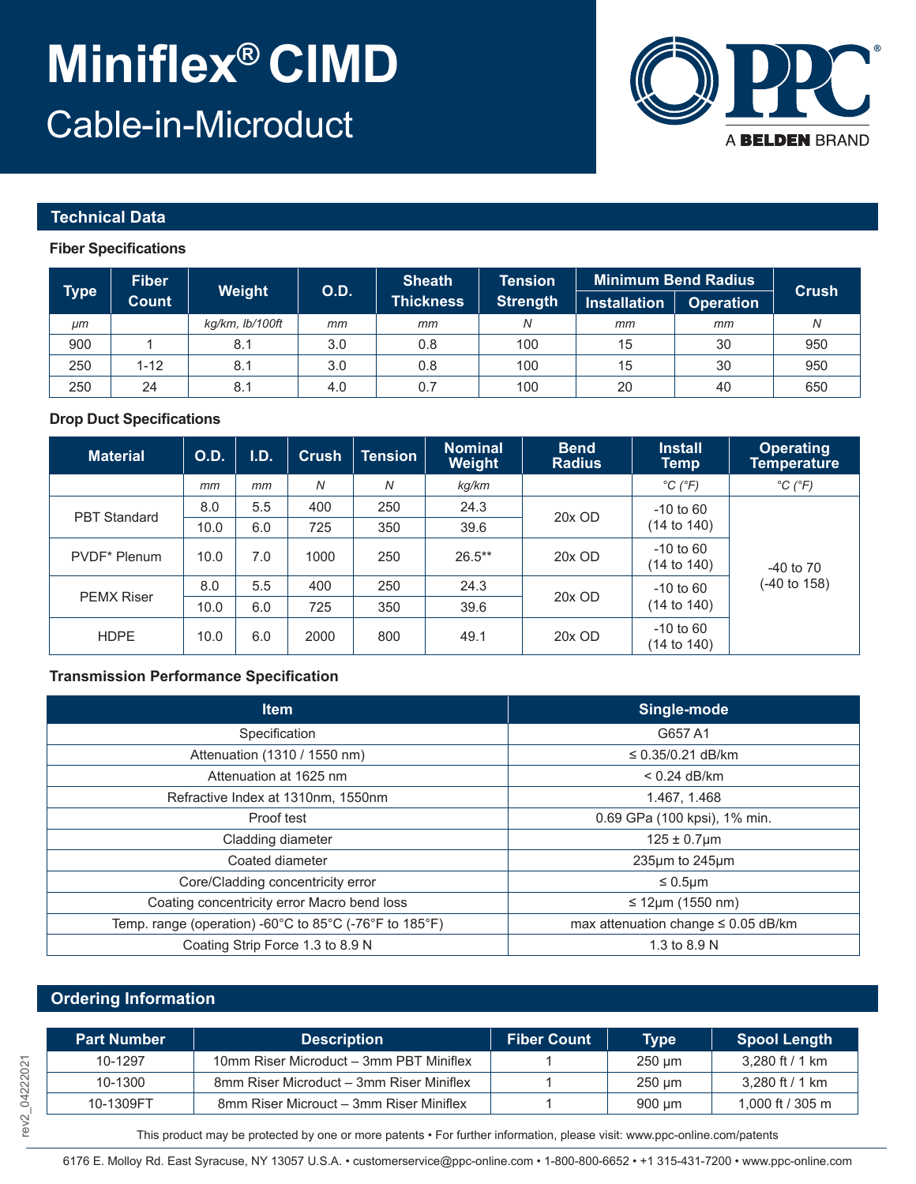# Miniflex® CIMD

## Cable-in-Microduct

## Technical Data

### Fiber Specifications

| Type | Fiber Count | Weight | O.D. | Sheath Thickness | Tension Strength | Minimum Bend Radius | | Crush |
|---|---|---|---|---|---|---|---|---|
| | | | | | | Installation | Operation | |
| *µm* | | *kg/km, lb/100ft* | *mm* | *mm* | *N* | *mm* | *mm* | *N* |
| 900 | 1 | 8.1 | 3.0 | 0.8 | 100 | 15 | 30 | 950 |
| 250 | 1-12 | 8.1 | 3.0 | 0.8 | 100 | 15 | 30 | 950 |
| 250 | 24 | 8.1 | 4.0 | 0.7 | 100 | 20 | 40 | 650 |

### Drop Duct Specifications

| Material | O.D. | I.D. | Crush | Tension | Nominal Weight | Bend Radius | Install Temp | Operating Temperature |
|---|---|---|---|---|---|---|---|---|
| | *mm* | *mm* | *N* | *N* | *kg/km* | | *°C (°F)* | *°C (°F)* |
| PBT Standard | 8.0 | 5.5 | 400 | 250 | 24.3 | 20x OD | -10 to 60 (14 to 140) | -40 to 70 (-40 to 158) |
| | 10.0 | 6.0 | 725 | 350 | 39.6 | | | |
| PVDF* Plenum | 10.0 | 7.0 | 1000 | 250 | 26.5** | 20x OD | -10 to 60 (14 to 140) | |
| PEMX Riser | 8.0 | 5.5 | 400 | 250 | 24.3 | 20x OD | -10 to 60 (14 to 140) | |
| | 10.0 | 6.0 | 725 | 350 | 39.6 | | | |
| HDPE | 10.0 | 6.0 | 2000 | 800 | 49.1 | 20x OD | -10 to 60 (14 to 140) | |

### Transmission Performance Specification

| Item | Single-mode |
|---|---|
| Specification | G657 A1 |
| Attenuation (1310 / 1550 nm) | ≤ 0.35/0.21 dB/km |
| Attenuation at 1625 nm | < 0.24 dB/km |
| Refractive Index at 1310nm, 1550nm | 1.467, 1.468 |
| Proof test | 0.69 GPa (100 kpsi), 1% min. |
| Cladding diameter | 125 ± 0.7µm |
| Coated diameter | 235µm to 245µm |
| Core/Cladding concentricity error | ≤ 0.5µm |
| Coating concentricity error Macro bend loss | ≤ 12µm (1550 nm) |
| Temp. range (operation) -60°C to 85°C (-76°F to 185°F) | max attenuation change ≤ 0.05 dB/km |
| Coating Strip Force 1.3 to 8.9 N | 1.3 to 8.9 N |

## Ordering Information

| Part Number | Description | Fiber Count | Type | Spool Length |
|---|---|---|---|---|
| 10-1297 | 10mm Riser Microduct – 3mm PBT Miniflex | 1 | 250 µm | 3,280 ft / 1 km |
| 10-1300 | 8mm Riser Microduct – 3mm Riser Miniflex | 1 | 250 µm | 3,280 ft / 1 km |
| 10-1309FT | 8mm Riser Microuct – 3mm Riser Miniflex | 1 | 900 µm | 1,000 ft / 305 m |

This product may be protected by one or more patents • For further information, please visit: www.ppc-online.com/patents

6176 E. Molloy Rd. East Syracuse, NY 13057 U.S.A. • customerservice@ppc-online.com • 1-800-800-6652 • +1 315-431-7200 • www.ppc-online.com

rev2_04222021